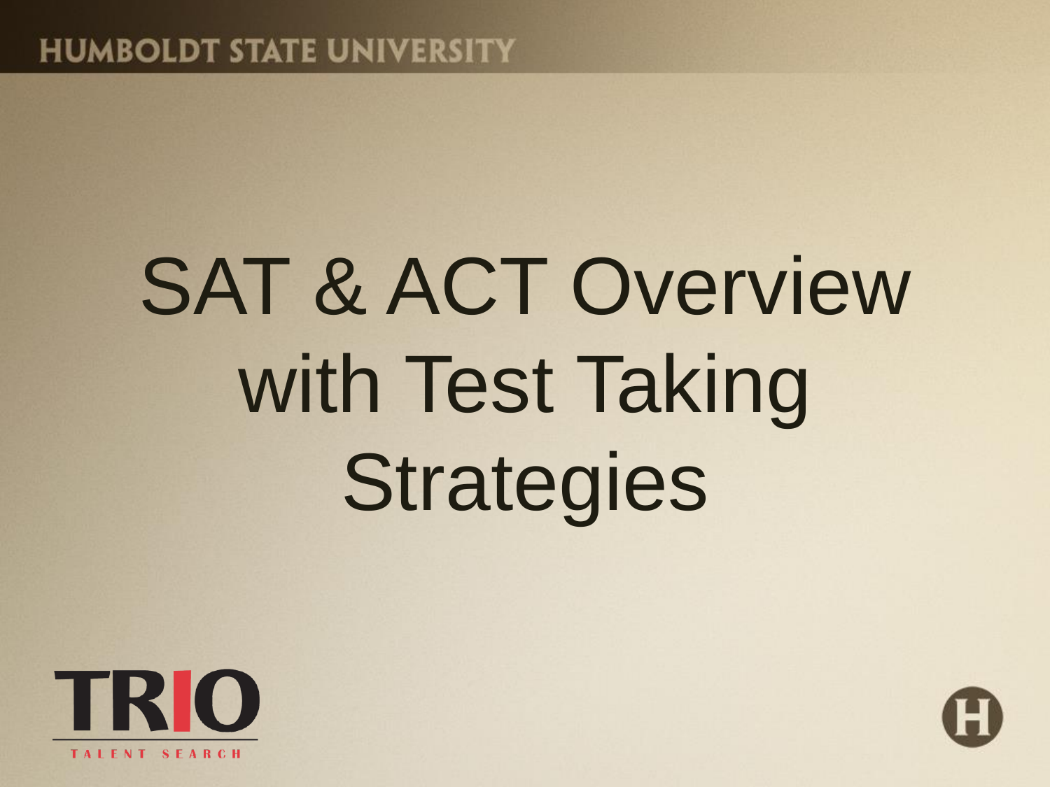HUMBOLDT STATE UNIVERSITY

# SAT & ACT Overview with Test Taking Strategies

TRIO

TALENT SEARCH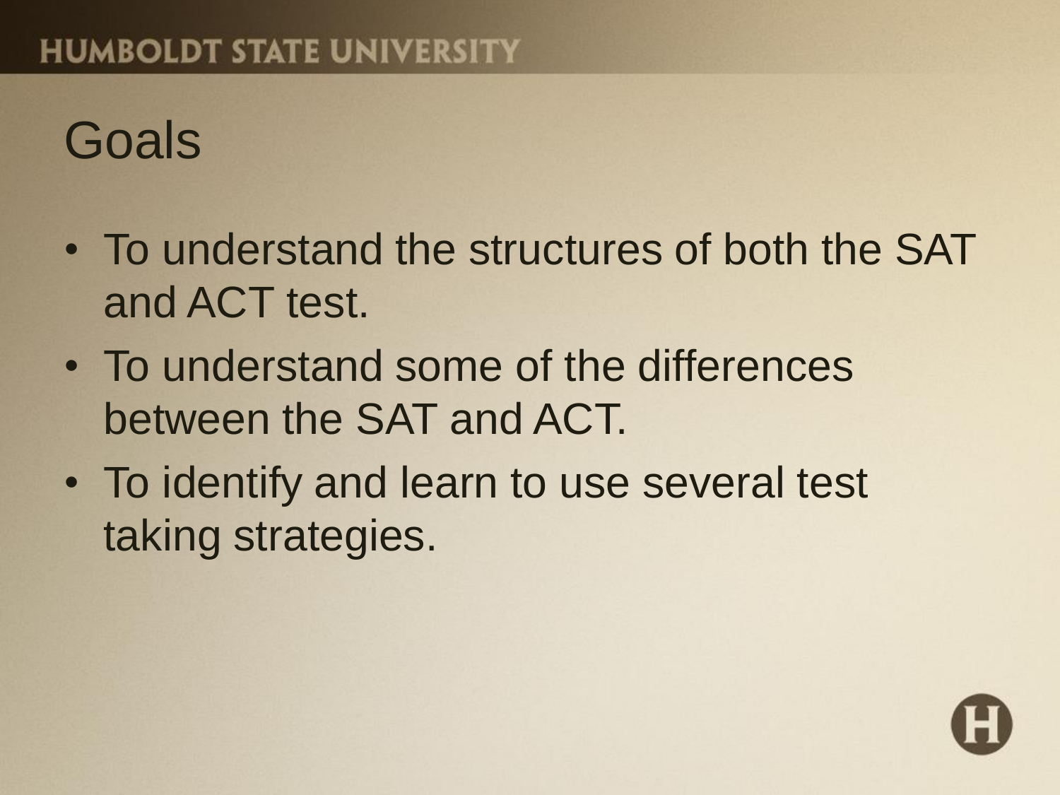# Goals

- To understand the structures of both the SAT and ACT test.
- To understand some of the differences between the SAT and ACT.
- To identify and learn to use several test taking strategies.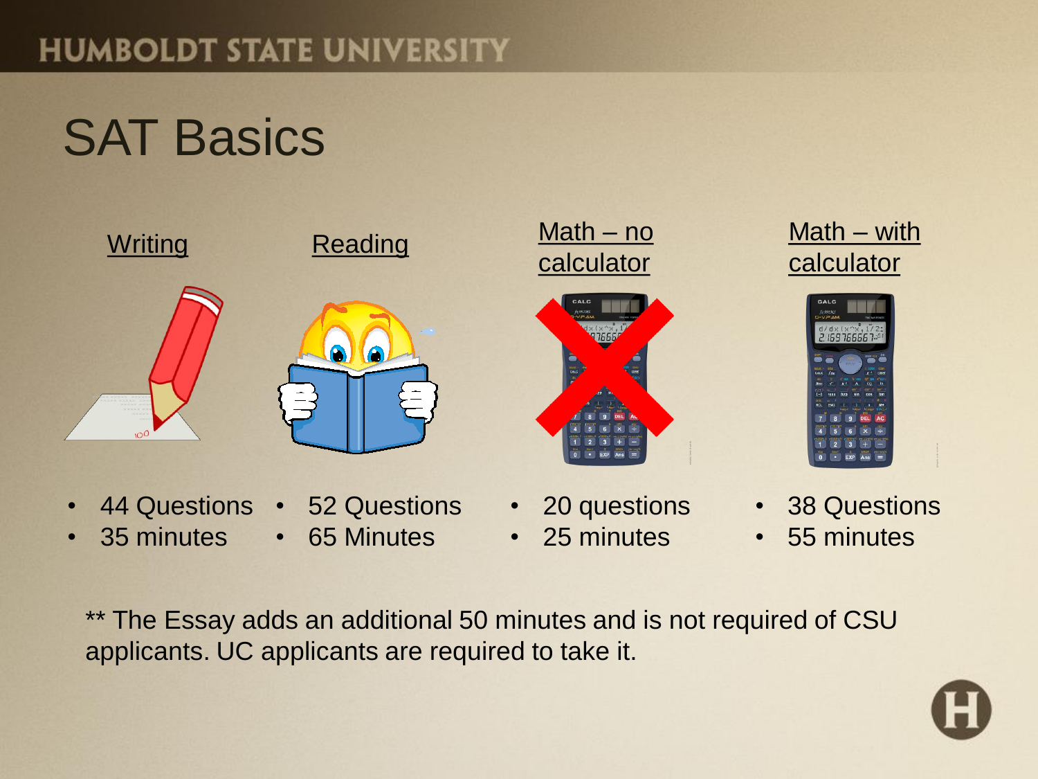# SAT Basics

| Writing | Reading | Math – no calculator | Math – with calculator |
|---|---|---|---|
| • 44 Questions<br>• 35 minutes | • 52 Questions<br>• 65 Minutes | • 20 questions<br>• 25 minutes | • 38 Questions<br>• 55 minutes |

** The Essay adds an additional 50 minutes and is not required of CSU applicants. UC applicants are required to take it.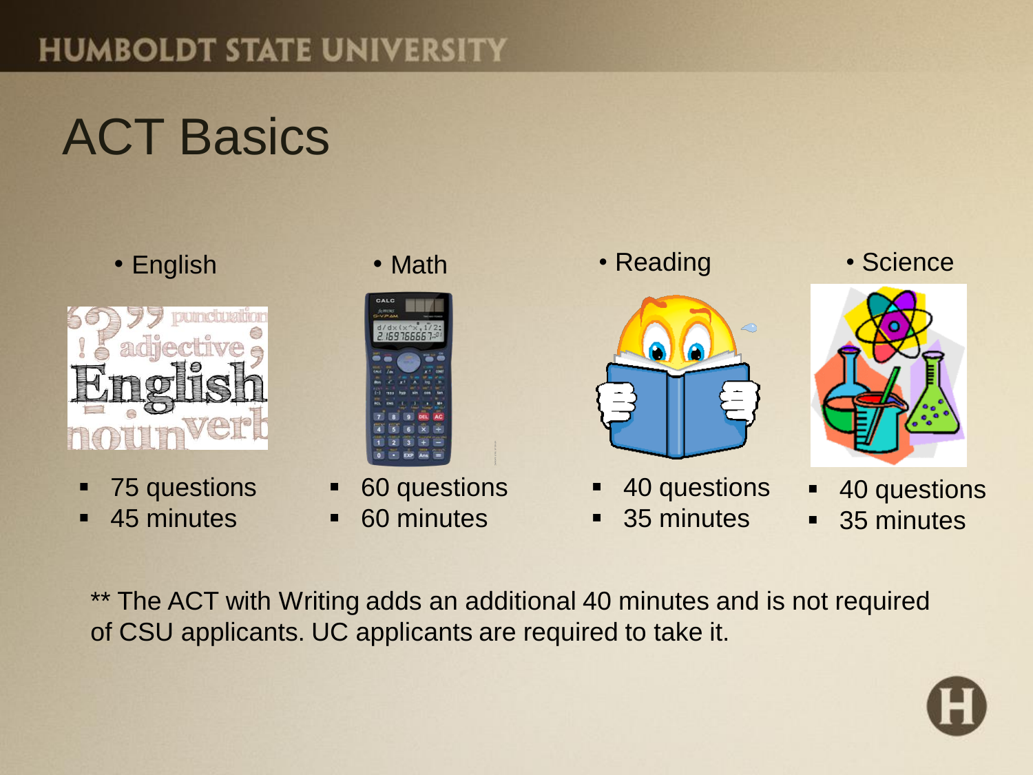# ACT Basics

- English
  - 75 questions
  - 45 minutes
- Math
  - 60 questions
  - 60 minutes
- Reading
  - 40 questions
  - 35 minutes
- Science
  - 40 questions
  - 35 minutes

** The ACT with Writing adds an additional 40 minutes and is not required of CSU applicants. UC applicants are required to take it.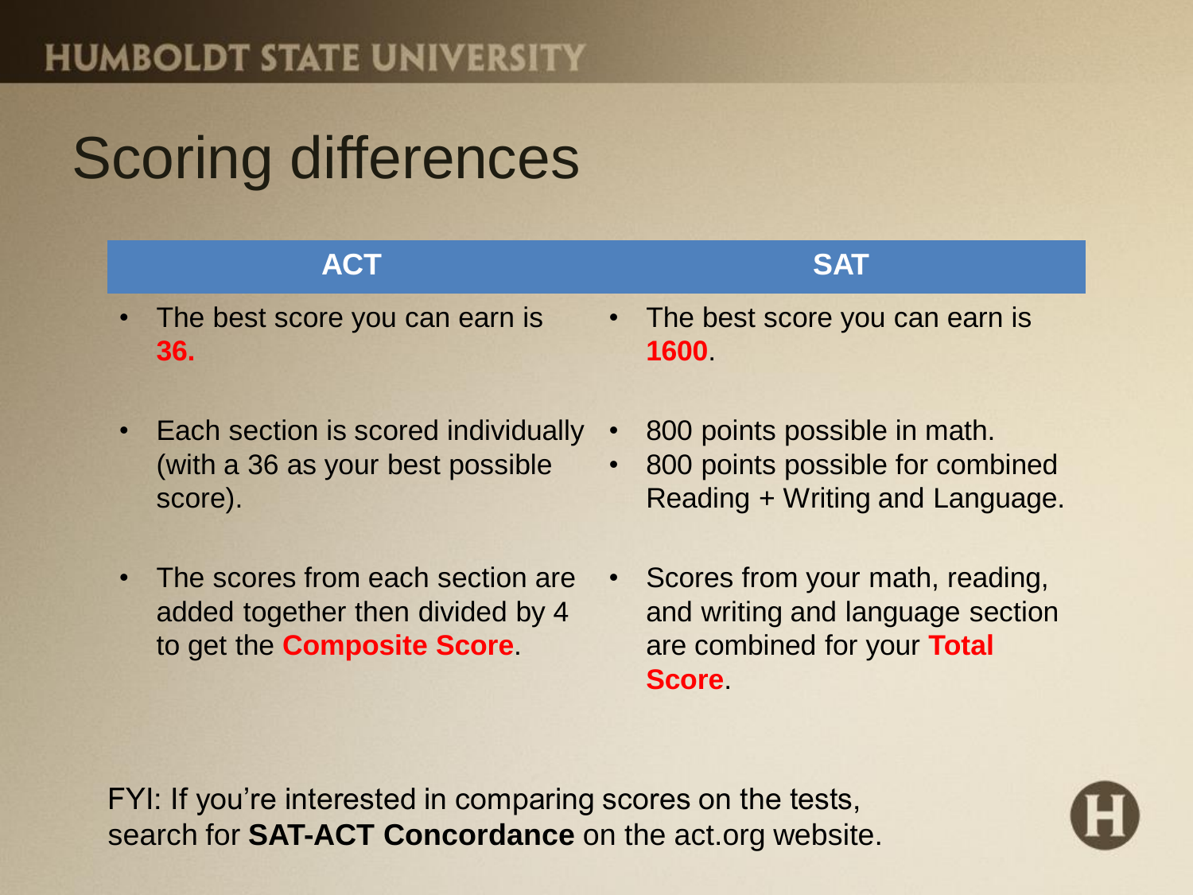# Scoring differences

| ACT | SAT |
|---|---|
| • The best score you can earn is **36.** | • The best score you can earn is **1600**. |
| • Each section is scored individually (with a 36 as your best possible score). | • 800 points possible in math.<br>• 800 points possible for combined Reading + Writing and Language. |
| • The scores from each section are added together then divided by 4 to get the **Composite Score**. | • Scores from your math, reading, and writing and language section are combined for your **Total Score**. |

FYI: If you're interested in comparing scores on the tests, search for **SAT-ACT Concordance** on the act.org website.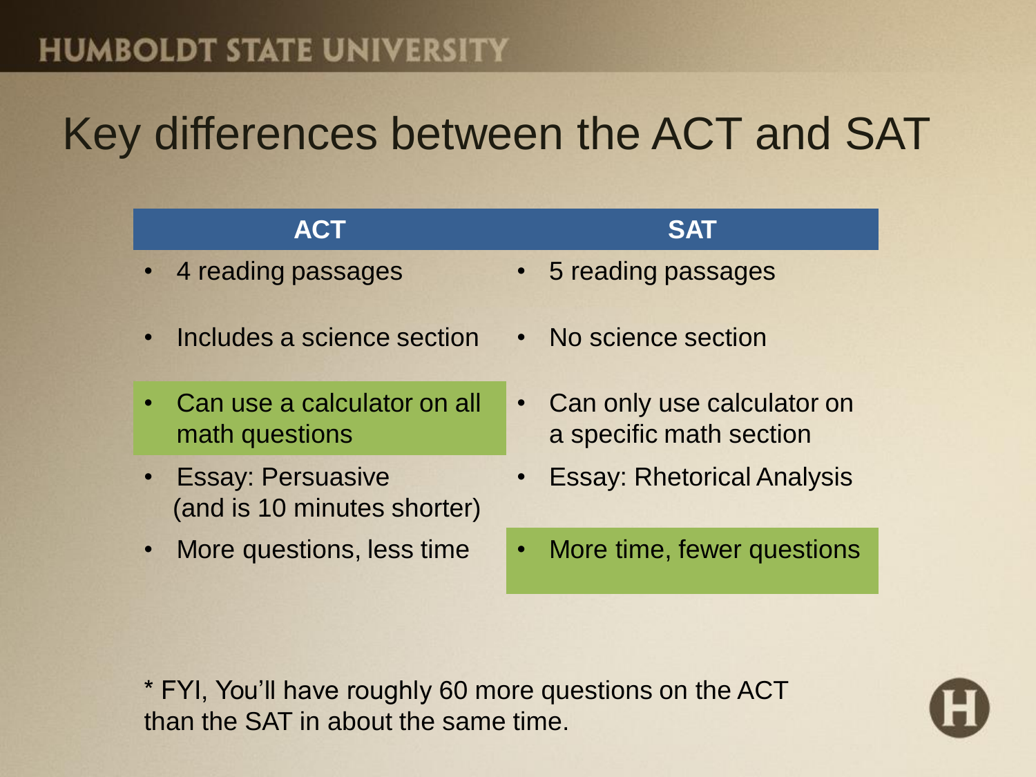# Key differences between the ACT and SAT

| ACT | SAT |
| --- | --- |
| 4 reading passages | 5 reading passages |
| Includes a science section | No science section |
| Can use a calculator on all math questions | Can only use calculator on a specific math section |
| Essay: Persuasive (and is 10 minutes shorter) | Essay: Rhetorical Analysis |
| More questions, less time | More time, fewer questions |

* FYI, You'll have roughly 60 more questions on the ACT than the SAT in about the same time.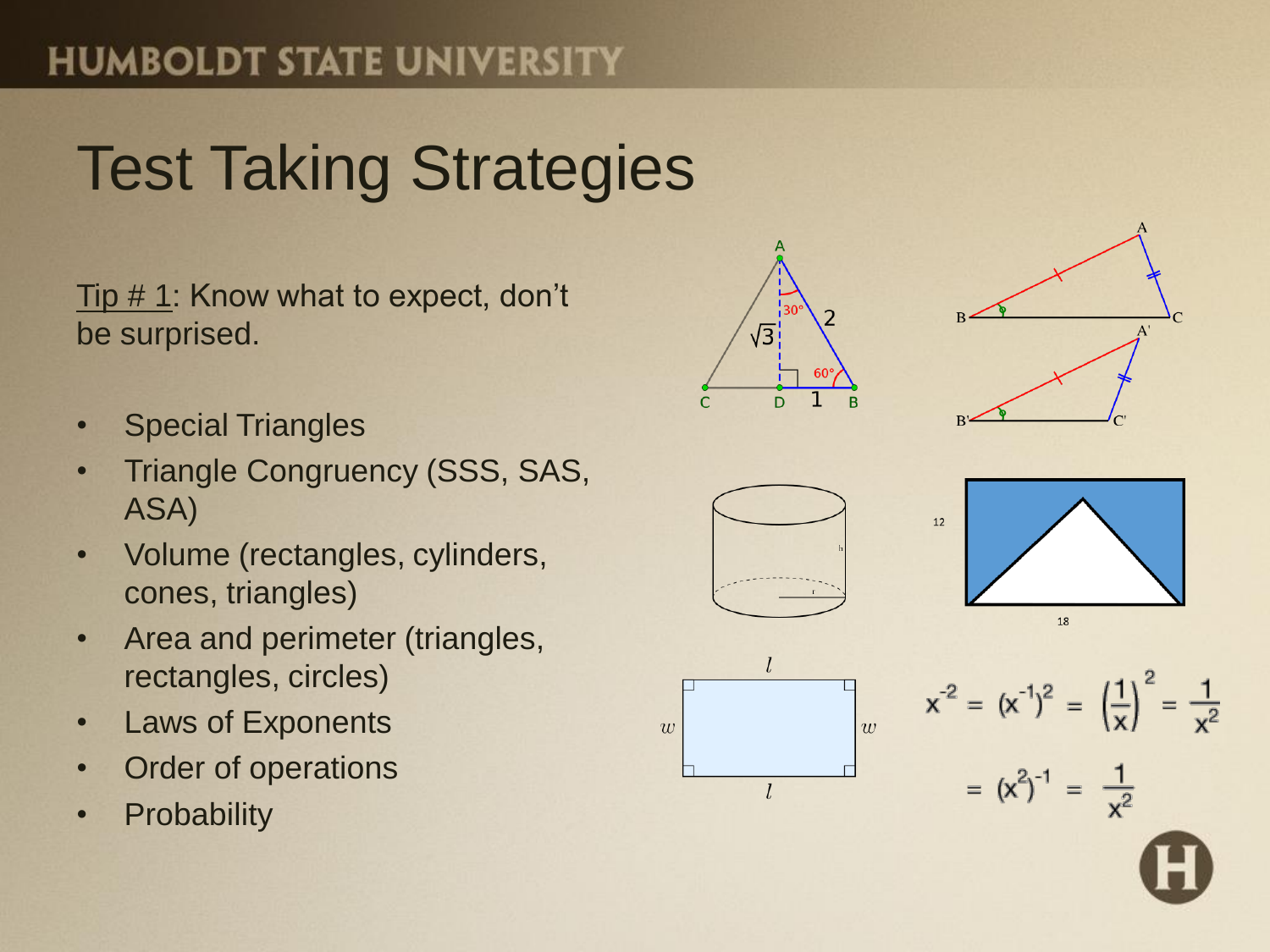# Test Taking Strategies

Tip # 1: Know what to expect, don't be surprised.

- Special Triangles
- Triangle Congruency (SSS, SAS, ASA)
- Volume (rectangles, cylinders, cones, triangles)
- Area and perimeter (triangles, rectangles, circles)
- Laws of Exponents
- Order of operations
- Probability

$$x^{-2} = (x^{-1})^2 = \left(\frac{1}{x}\right)^2 = \frac{1}{x^2}$$

$$= (x^2)^{-1} = \frac{1}{x^2}$$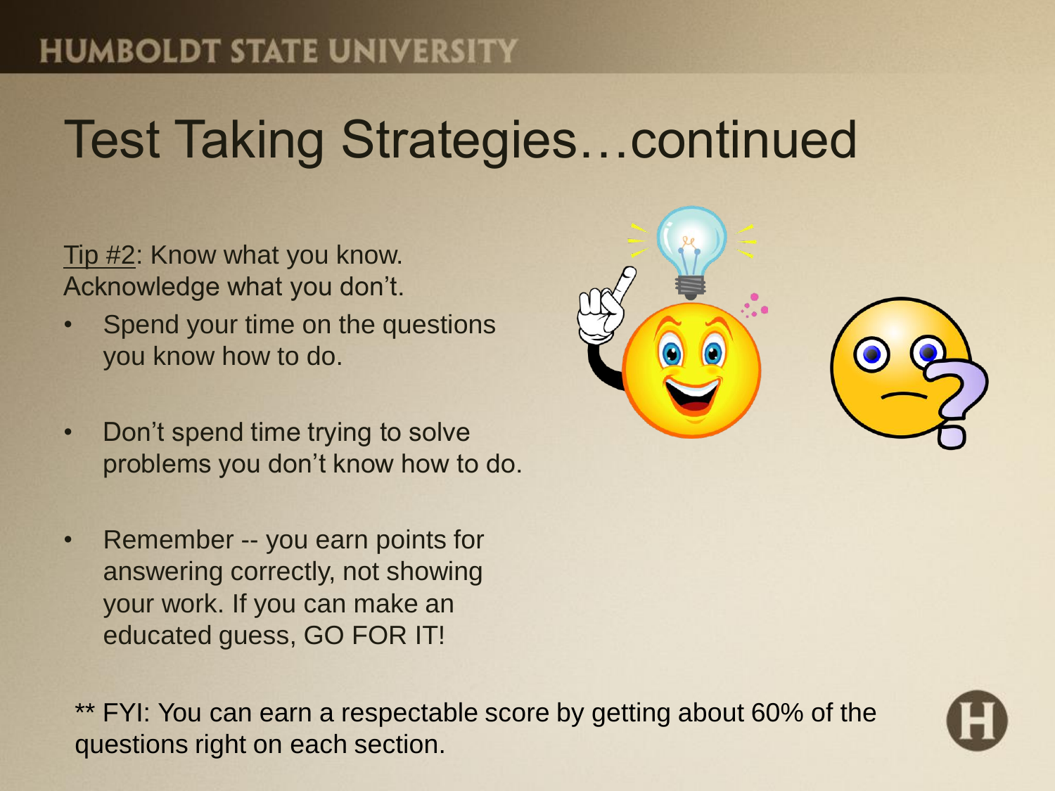# Test Taking Strategies…continued

Tip #2: Know what you know. Acknowledge what you don't.

- Spend your time on the questions you know how to do.
- Don't spend time trying to solve problems you don't know how to do.
- Remember -- you earn points for answering correctly, not showing your work. If you can make an educated guess, GO FOR IT!

** FYI: You can earn a respectable score by getting about 60% of the questions right on each section.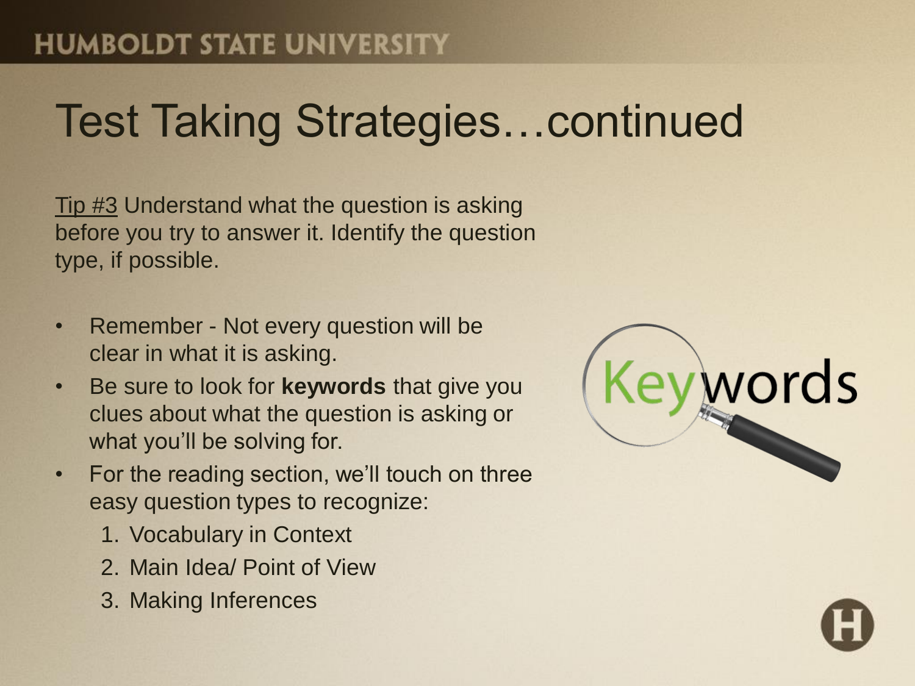# Test Taking Strategies…continued

Tip #3 Understand what the question is asking before you try to answer it. Identify the question type, if possible.

- Remember - Not every question will be clear in what it is asking.
- Be sure to look for **keywords** that give you clues about what the question is asking or what you'll be solving for.
- For the reading section, we'll touch on three easy question types to recognize:
  1. Vocabulary in Context
  2. Main Idea/ Point of View
  3. Making Inferences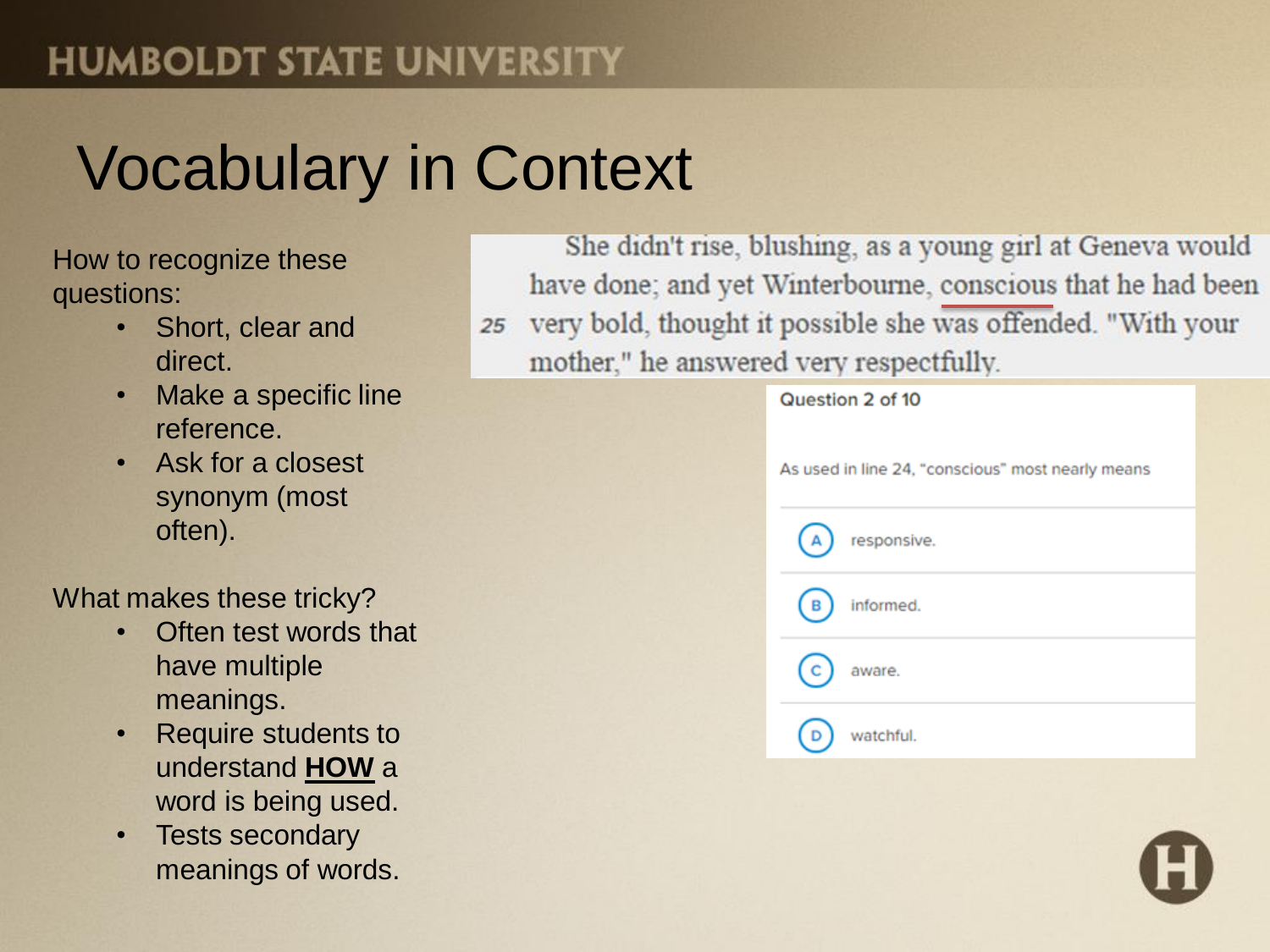# Vocabulary in Context

How to recognize these questions:

- Short, clear and direct.
- Make a specific line reference.
- Ask for a closest synonym (most often).

What makes these tricky?

- Often test words that have multiple meanings.
- Require students to understand **HOW** a word is being used.
- Tests secondary meanings of words.

She didn't rise, blushing, as a young girl at Geneva would have done; and yet Winterbourne, conscious that he had been
25 very bold, thought it possible she was offended. "With your mother," he answered very respectfully.

Question 2 of 10

As used in line 24, "conscious" most nearly means

A) responsive.

B) informed.

C) aware.

D) watchful.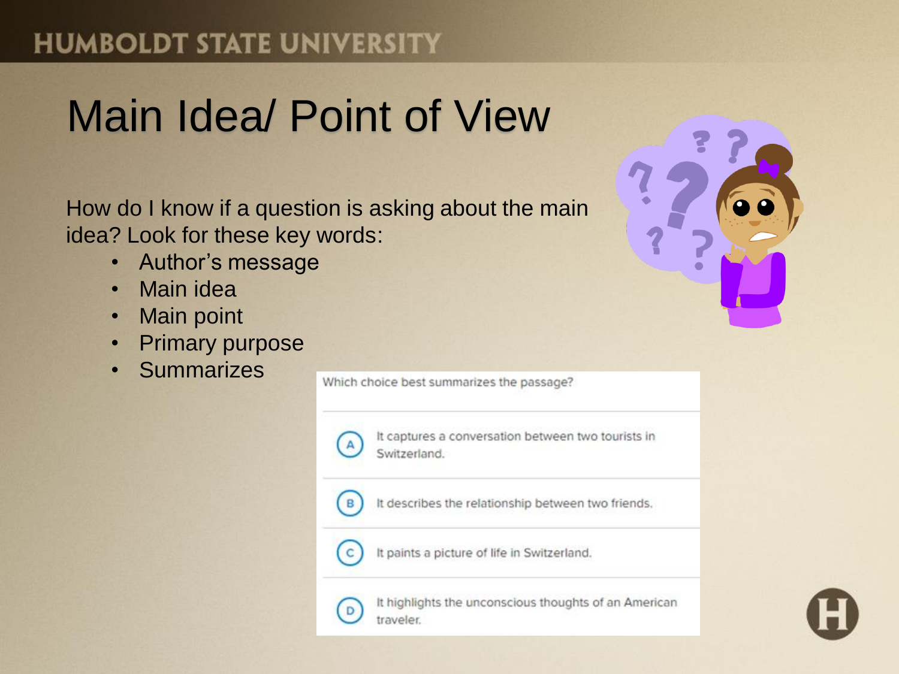# Main Idea/ Point of View

How do I know if a question is asking about the main idea? Look for these key words:

- Author's message
- Main idea
- Main point
- Primary purpose
- Summarizes

Which choice best summarizes the passage?

(A) It captures a conversation between two tourists in Switzerland.

(B) It describes the relationship between two friends.

(C) It paints a picture of life in Switzerland.

(D) It highlights the unconscious thoughts of an American traveler.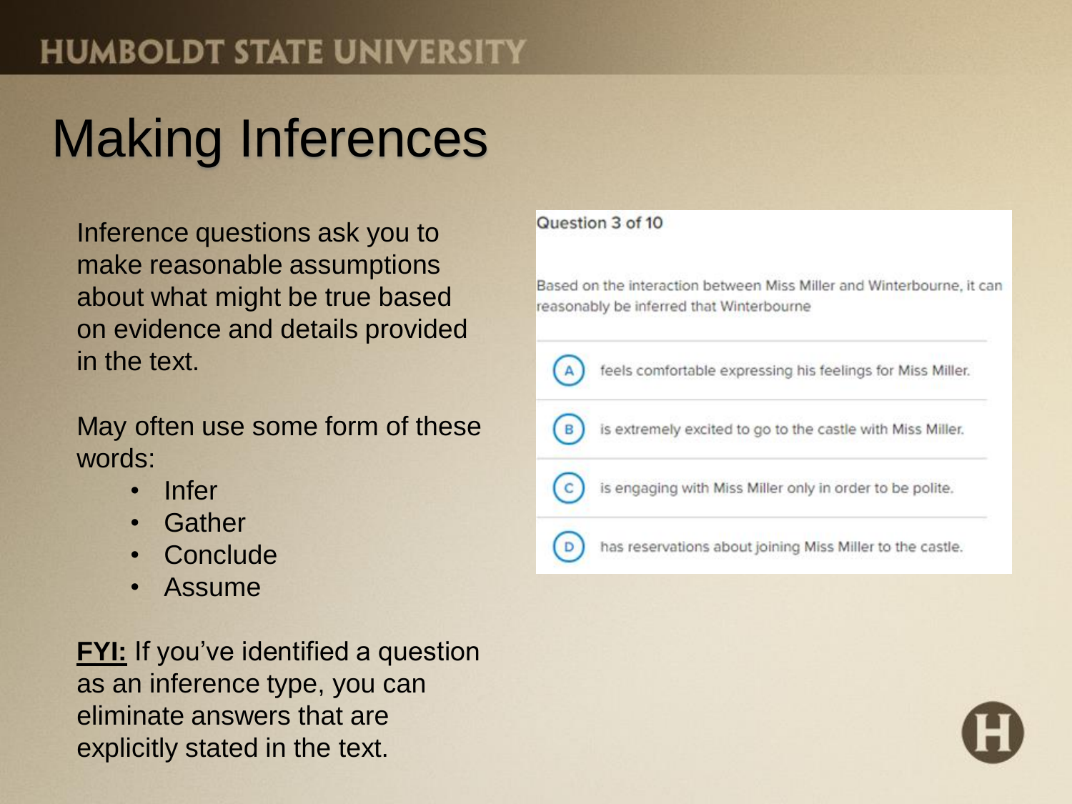# Making Inferences

Inference questions ask you to make reasonable assumptions about what might be true based on evidence and details provided in the text.

May often use some form of these words:

- Infer
- Gather
- Conclude
- Assume

**FYI:** If you've identified a question as an inference type, you can eliminate answers that are explicitly stated in the text.

Question 3 of 10

Based on the interaction between Miss Miller and Winterbourne, it can reasonably be inferred that Winterbourne

A) feels comfortable expressing his feelings for Miss Miller.

B) is extremely excited to go to the castle with Miss Miller.

C) is engaging with Miss Miller only in order to be polite.

D) has reservations about joining Miss Miller to the castle.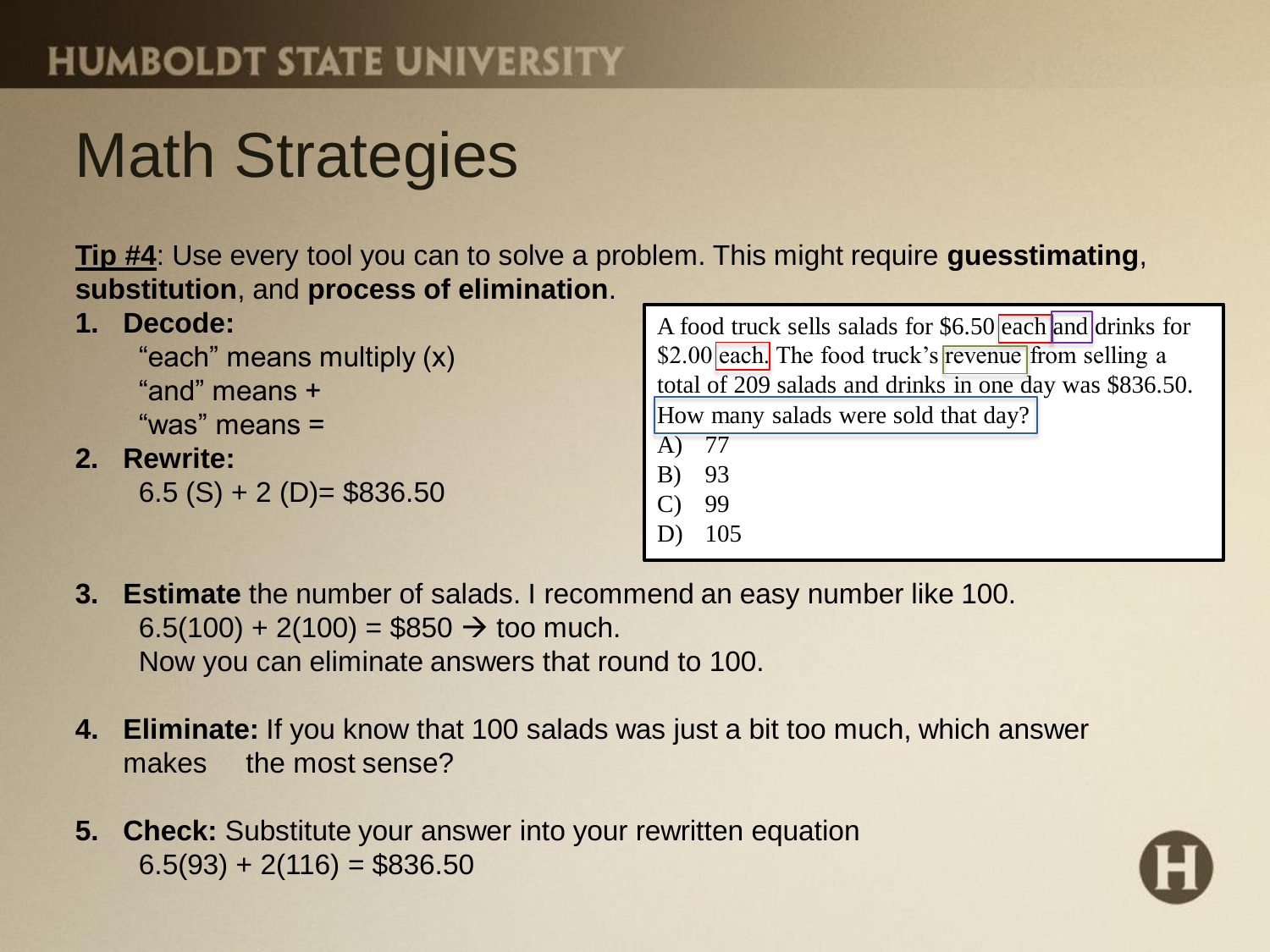# Math Strategies

**Tip #4**: Use every tool you can to solve a problem. This might require **guesstimating**, **substitution**, and **process of elimination**.

A food truck sells salads for \$6.50 each and drinks for \$2.00 each. The food truck's revenue from selling a total of 209 salads and drinks in one day was \$836.50. How many salads were sold that day?

A) 77
B) 93
C) 99
D) 105

1. **Decode:**
   "each" means multiply (x)
   "and" means +
   "was" means =
2. **Rewrite:**
   $6.5(S) + 2(D) = \$836.50$
3. **Estimate** the number of salads. I recommend an easy number like 100.
   $6.5(100) + 2(100) = \$850 \rightarrow$ too much.
   Now you can eliminate answers that round to 100.
4. **Eliminate:** If you know that 100 salads was just a bit too much, which answer makes the most sense?
5. **Check:** Substitute your answer into your rewritten equation
   $6.5(93) + 2(116) = \$836.50$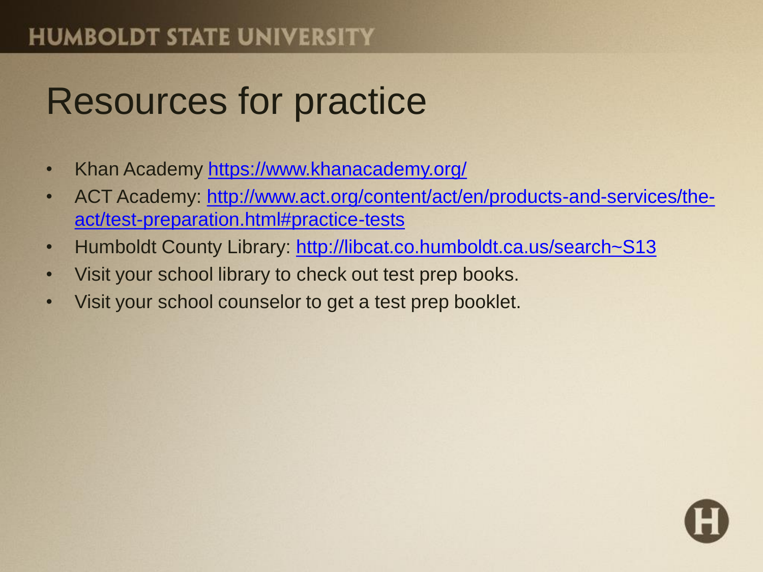# Resources for practice

- Khan Academy https://www.khanacademy.org/
- ACT Academy: http://www.act.org/content/act/en/products-and-services/the-act/test-preparation.html#practice-tests
- Humboldt County Library: http://libcat.co.humboldt.ca.us/search~S13
- Visit your school library to check out test prep books.
- Visit your school counselor to get a test prep booklet.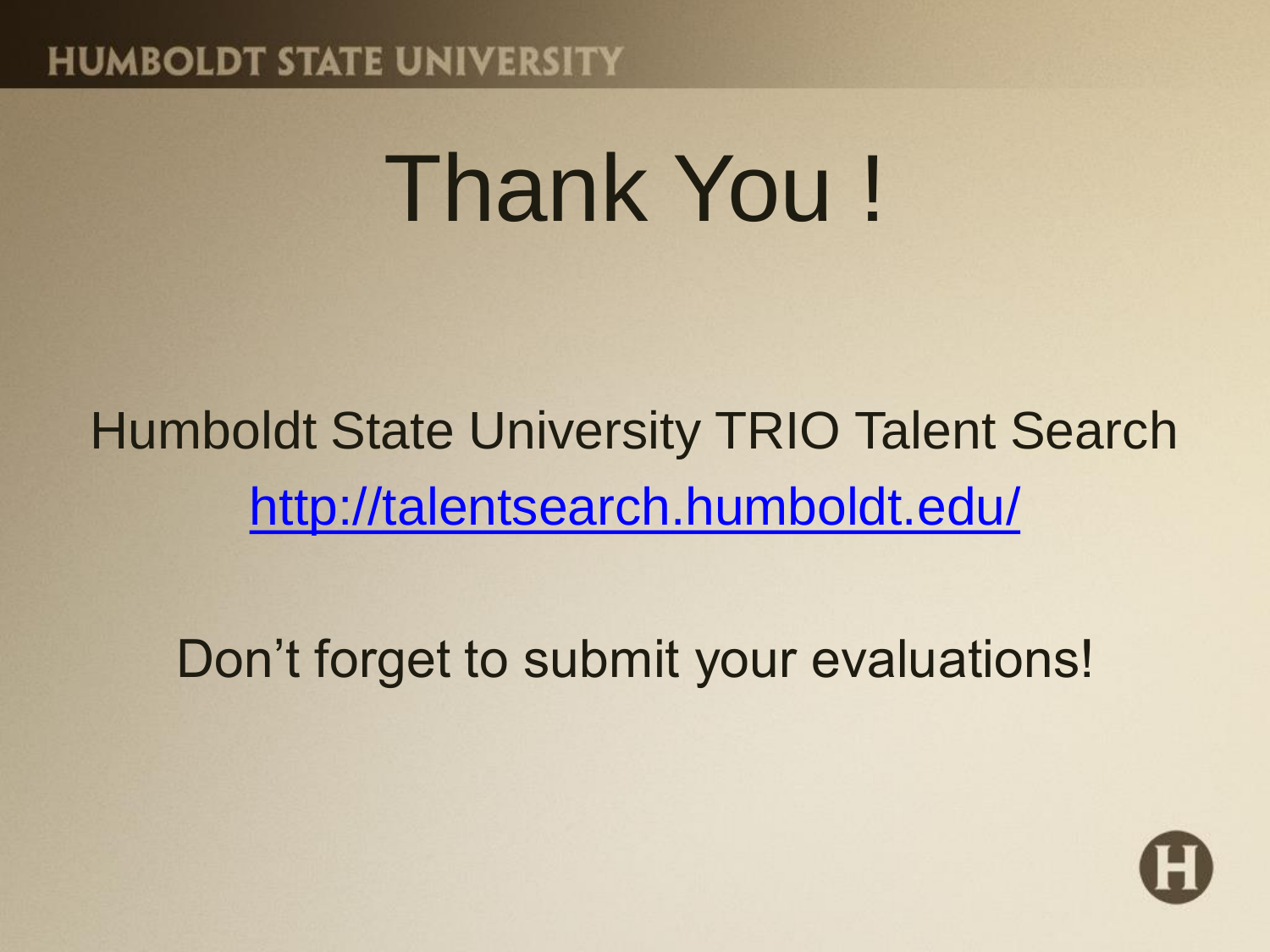# Thank You !

Humboldt State University TRIO Talent Search

http://talentsearch.humboldt.edu/

Don't forget to submit your evaluations!